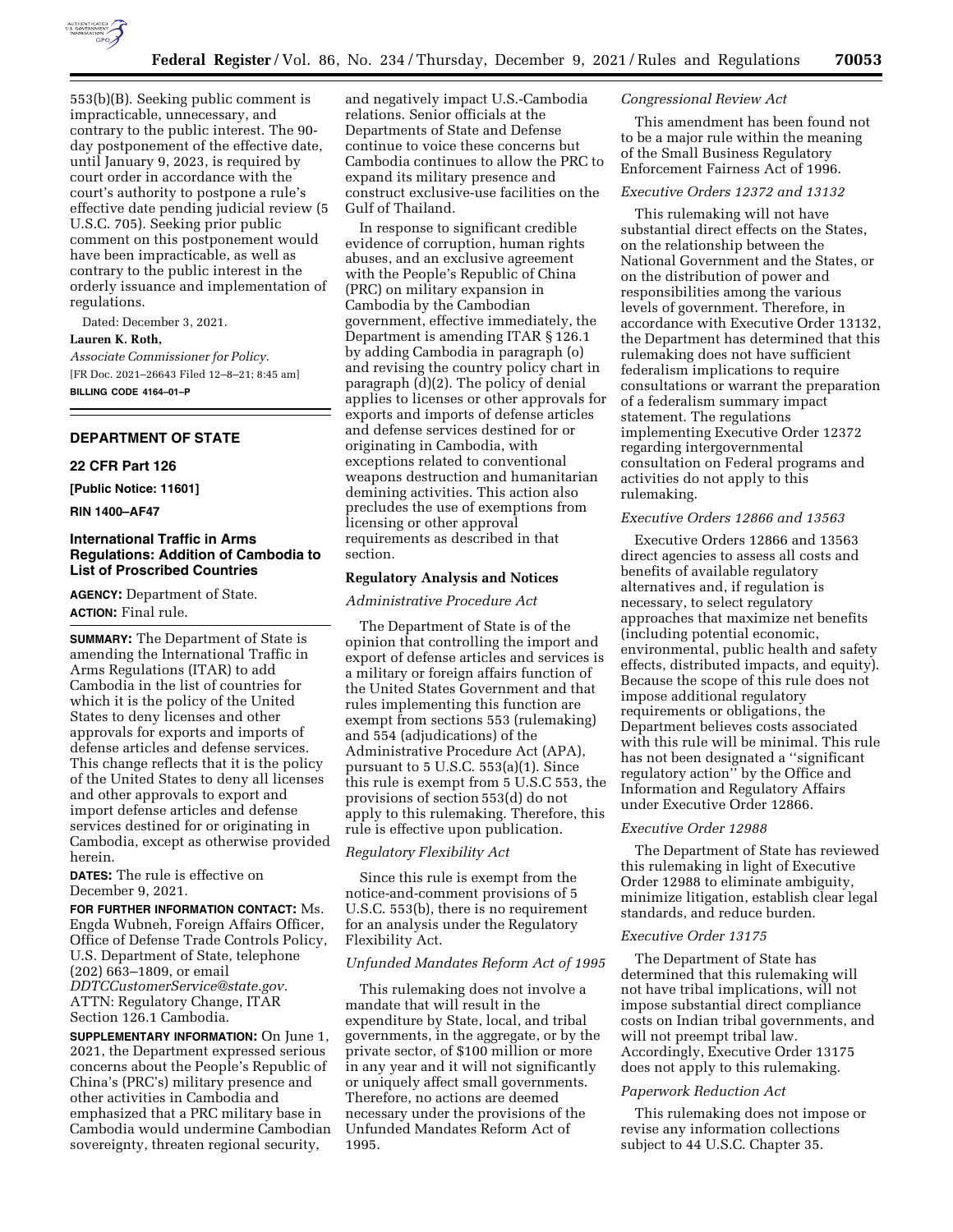553(b)(B). Seeking public comment is impracticable, unnecessary, and contrary to the public interest. The 90-day postponement of the effective date, until January 9, 2023, is required by court order in accordance with the court's authority to postpone a rule's effective date pending judicial review (5 U.S.C. 705). Seeking prior public comment on this postponement would have been impracticable, as well as contrary to the public interest in the orderly issuance and implementation of regulations.

Dated: December 3, 2021.

**Lauren K. Roth,**

*Associate Commissioner for Policy.*

[FR Doc. 2021–26643 Filed 12–8–21; 8:45 am]

**BILLING CODE 4164–01–P**

---

## DEPARTMENT OF STATE

### 22 CFR Part 126

**[Public Notice: 11601]**

**RIN 1400–AF47**

### International Traffic in Arms Regulations: Addition of Cambodia to List of Proscribed Countries

**AGENCY:** Department of State.

**ACTION:** Final rule.

**SUMMARY:** The Department of State is amending the International Traffic in Arms Regulations (ITAR) to add Cambodia in the list of countries for which it is the policy of the United States to deny licenses and other approvals for exports and imports of defense articles and defense services. This change reflects that it is the policy of the United States to deny all licenses and other approvals to export and import defense articles and defense services destined for or originating in Cambodia, except as otherwise provided herein.

**DATES:** The rule is effective on December 9, 2021.

**FOR FURTHER INFORMATION CONTACT:** Ms. Engda Wubneh, Foreign Affairs Officer, Office of Defense Trade Controls Policy, U.S. Department of State, telephone (202) 663–1809, or email *DDTCCustomerService@state.gov.* ATTN: Regulatory Change, ITAR Section 126.1 Cambodia.

**SUPPLEMENTARY INFORMATION:** On June 1, 2021, the Department expressed serious concerns about the People's Republic of China's (PRC's) military presence and other activities in Cambodia and emphasized that a PRC military base in Cambodia would undermine Cambodian sovereignty, threaten regional security, and negatively impact U.S.-Cambodia relations. Senior officials at the Departments of State and Defense continue to voice these concerns but Cambodia continues to allow the PRC to expand its military presence and construct exclusive-use facilities on the Gulf of Thailand.

In response to significant credible evidence of corruption, human rights abuses, and an exclusive agreement with the People's Republic of China (PRC) on military expansion in Cambodia by the Cambodian government, effective immediately, the Department is amending ITAR § 126.1 by adding Cambodia in paragraph (o) and revising the country policy chart in paragraph (d)(2). The policy of denial applies to licenses or other approvals for exports and imports of defense articles and defense services destined for or originating in Cambodia, with exceptions related to conventional weapons destruction and humanitarian demining activities. This action also precludes the use of exemptions from licensing or other approval requirements as described in that section.

### Regulatory Analysis and Notices

*Administrative Procedure Act*

The Department of State is of the opinion that controlling the import and export of defense articles and services is a military or foreign affairs function of the United States Government and that rules implementing this function are exempt from sections 553 (rulemaking) and 554 (adjudications) of the Administrative Procedure Act (APA), pursuant to 5 U.S.C. 553(a)(1). Since this rule is exempt from 5 U.S.C 553, the provisions of section 553(d) do not apply to this rulemaking. Therefore, this rule is effective upon publication.

*Regulatory Flexibility Act*

Since this rule is exempt from the notice-and-comment provisions of 5 U.S.C. 553(b), there is no requirement for an analysis under the Regulatory Flexibility Act.

*Unfunded Mandates Reform Act of 1995*

This rulemaking does not involve a mandate that will result in the expenditure by State, local, and tribal governments, in the aggregate, or by the private sector, of $100 million or more in any year and it will not significantly or uniquely affect small governments. Therefore, no actions are deemed necessary under the provisions of the Unfunded Mandates Reform Act of 1995.

*Congressional Review Act*

This amendment has been found not to be a major rule within the meaning of the Small Business Regulatory Enforcement Fairness Act of 1996.

*Executive Orders 12372 and 13132*

This rulemaking will not have substantial direct effects on the States, on the relationship between the National Government and the States, or on the distribution of power and responsibilities among the various levels of government. Therefore, in accordance with Executive Order 13132, the Department has determined that this rulemaking does not have sufficient federalism implications to require consultations or warrant the preparation of a federalism summary impact statement. The regulations implementing Executive Order 12372 regarding intergovernmental consultation on Federal programs and activities do not apply to this rulemaking.

*Executive Orders 12866 and 13563*

Executive Orders 12866 and 13563 direct agencies to assess all costs and benefits of available regulatory alternatives and, if regulation is necessary, to select regulatory approaches that maximize net benefits (including potential economic, environmental, public health and safety effects, distributed impacts, and equity). Because the scope of this rule does not impose additional regulatory requirements or obligations, the Department believes costs associated with this rule will be minimal. This rule has not been designated a "significant regulatory action" by the Office and Information and Regulatory Affairs under Executive Order 12866.

*Executive Order 12988*

The Department of State has reviewed this rulemaking in light of Executive Order 12988 to eliminate ambiguity, minimize litigation, establish clear legal standards, and reduce burden.

*Executive Order 13175*

The Department of State has determined that this rulemaking will not have tribal implications, will not impose substantial direct compliance costs on Indian tribal governments, and will not preempt tribal law. Accordingly, Executive Order 13175 does not apply to this rulemaking.

*Paperwork Reduction Act*

This rulemaking does not impose or revise any information collections subject to 44 U.S.C. Chapter 35.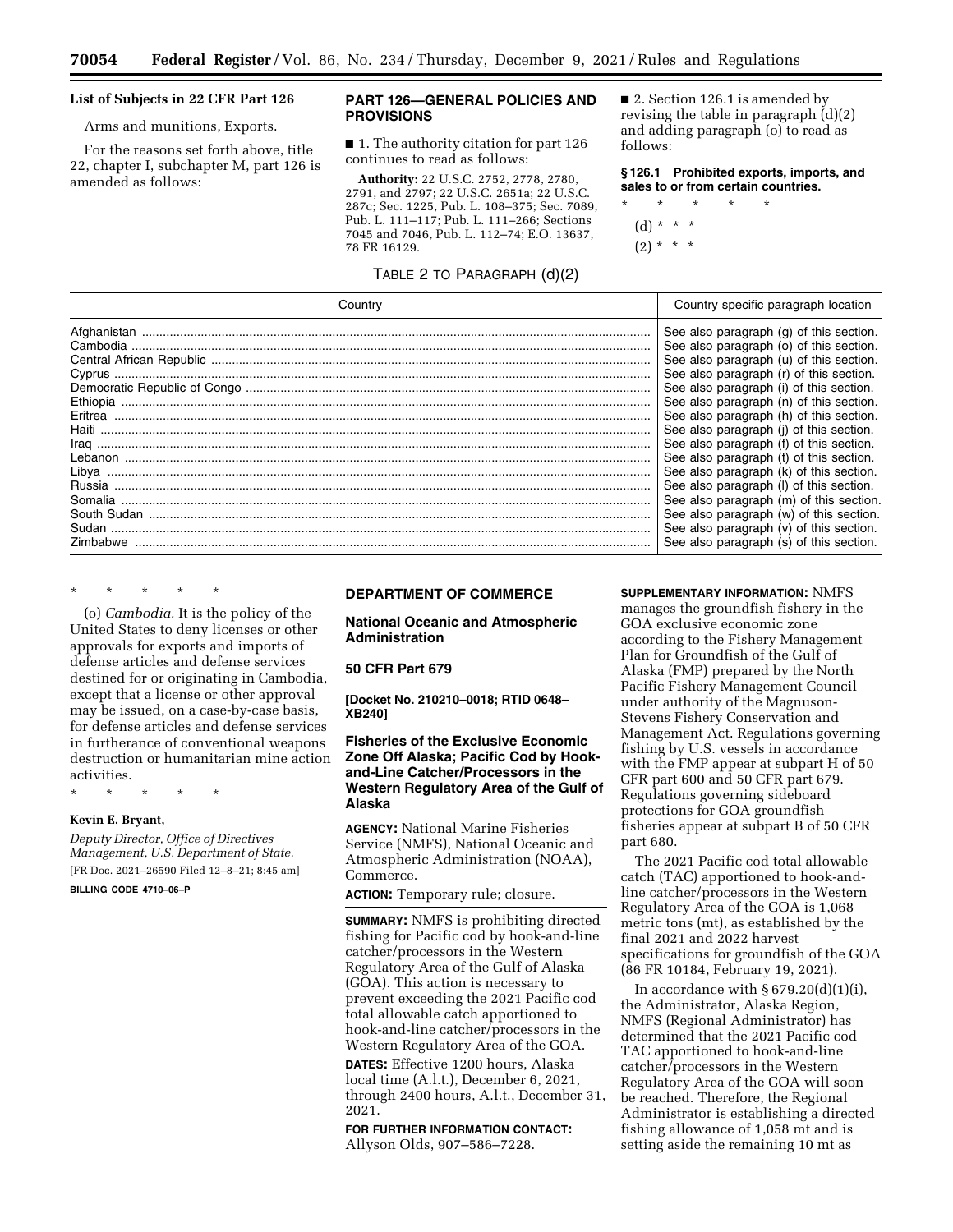**List of Subjects in 22 CFR Part 126**

Arms and munitions, Exports.

For the reasons set forth above, title 22, chapter I, subchapter M, part 126 is amended as follows:

## PART 126—GENERAL POLICIES AND PROVISIONS

■ 1. The authority citation for part 126 continues to read as follows:

**Authority:** 22 U.S.C. 2752, 2778, 2780, 2791, and 2797; 22 U.S.C. 2651a; 22 U.S.C. 287c; Sec. 1225, Pub. L. 108–375; Sec. 7089, Pub. L. 111–117; Pub. L. 111–266; Sections 7045 and 7046, Pub. L. 112–74; E.O. 13637, 78 FR 16129.

■ 2. Section 126.1 is amended by revising the table in paragraph (d)(2) and adding paragraph (o) to read as follows:

**§ 126.1 Prohibited exports, imports, and sales to or from certain countries.**

\* \* \* \* \*

(d) \* \* \*

(2) \* \* \*

TABLE 2 TO PARAGRAPH (d)(2)

| Country | Country specific paragraph location |
|---|---|
| Afghanistan | See also paragraph (g) of this section. |
| Cambodia | See also paragraph (o) of this section. |
| Central African Republic | See also paragraph (u) of this section. |
| Cyprus | See also paragraph (r) of this section. |
| Democratic Republic of Congo | See also paragraph (i) of this section. |
| Ethiopia | See also paragraph (n) of this section. |
| Eritrea | See also paragraph (h) of this section. |
| Haiti | See also paragraph (j) of this section. |
| Iraq | See also paragraph (f) of this section. |
| Lebanon | See also paragraph (t) of this section. |
| Libya | See also paragraph (k) of this section. |
| Russia | See also paragraph (l) of this section. |
| Somalia | See also paragraph (m) of this section. |
| South Sudan | See also paragraph (w) of this section. |
| Sudan | See also paragraph (v) of this section. |
| Zimbabwe | See also paragraph (s) of this section. |

\* \* \* \* \*

(o) *Cambodia.* It is the policy of the United States to deny licenses or other approvals for exports and imports of defense articles and defense services destined for or originating in Cambodia, except that a license or other approval may be issued, on a case-by-case basis, for defense articles and defense services in furtherance of conventional weapons destruction or humanitarian mine action activities.

\* \* \* \* \*

**Kevin E. Bryant,**

*Deputy Director, Office of Directives Management, U.S. Department of State.*

[FR Doc. 2021–26590 Filed 12–8–21; 8:45 am]

**BILLING CODE 4710–06–P**

## DEPARTMENT OF COMMERCE

### National Oceanic and Atmospheric Administration

### 50 CFR Part 679

**[Docket No. 210210–0018; RTID 0648–XB240]**

### Fisheries of the Exclusive Economic Zone Off Alaska; Pacific Cod by Hook-and-Line Catcher/Processors in the Western Regulatory Area of the Gulf of Alaska

**AGENCY:** National Marine Fisheries Service (NMFS), National Oceanic and Atmospheric Administration (NOAA), Commerce.

**ACTION:** Temporary rule; closure.

**SUMMARY:** NMFS is prohibiting directed fishing for Pacific cod by hook-and-line catcher/processors in the Western Regulatory Area of the Gulf of Alaska (GOA). This action is necessary to prevent exceeding the 2021 Pacific cod total allowable catch apportioned to hook-and-line catcher/processors in the Western Regulatory Area of the GOA.

**DATES:** Effective 1200 hours, Alaska local time (A.l.t.), December 6, 2021, through 2400 hours, A.l.t., December 31, 2021.

**FOR FURTHER INFORMATION CONTACT:** Allyson Olds, 907–586–7228.

**SUPPLEMENTARY INFORMATION:** NMFS manages the groundfish fishery in the GOA exclusive economic zone according to the Fishery Management Plan for Groundfish of the Gulf of Alaska (FMP) prepared by the North Pacific Fishery Management Council under authority of the Magnuson-Stevens Fishery Conservation and Management Act. Regulations governing fishing by U.S. vessels in accordance with the FMP appear at subpart H of 50 CFR part 600 and 50 CFR part 679. Regulations governing sideboard protections for GOA groundfish fisheries appear at subpart B of 50 CFR part 680.

The 2021 Pacific cod total allowable catch (TAC) apportioned to hook-and-line catcher/processors in the Western Regulatory Area of the GOA is 1,068 metric tons (mt), as established by the final 2021 and 2022 harvest specifications for groundfish of the GOA (86 FR 10184, February 19, 2021).

In accordance with § 679.20(d)(1)(i), the Administrator, Alaska Region, NMFS (Regional Administrator) has determined that the 2021 Pacific cod TAC apportioned to hook-and-line catcher/processors in the Western Regulatory Area of the GOA will soon be reached. Therefore, the Regional Administrator is establishing a directed fishing allowance of 1,058 mt and is setting aside the remaining 10 mt as